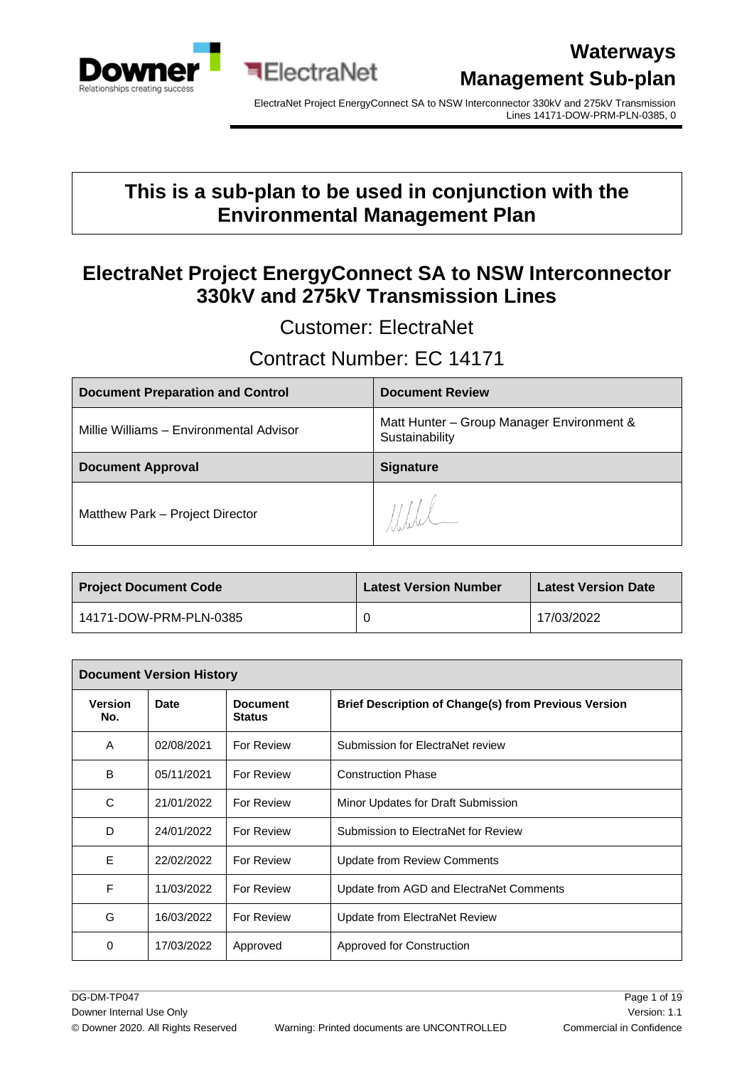# Waterways Management Sub-plan

ElectraNet Project EnergyConnect SA to NSW Interconnector 330kV and 275kV Transmission Lines 14171-DOW-PRM-PLN-0385, 0

## This is a sub-plan to be used in conjunction with the Environmental Management Plan

## ElectraNet Project EnergyConnect SA to NSW Interconnector 330kV and 275kV Transmission Lines

Customer: ElectraNet

Contract Number: EC 14171

| Document Preparation and Control | Document Review |
|---|---|
| Millie Williams – Environmental Advisor | Matt Hunter – Group Manager Environment & Sustainability |
| **Document Approval** | **Signature** |
| Matthew Park – Project Director | |

| Project Document Code | Latest Version Number | Latest Version Date |
|---|---|---|
| 14171-DOW-PRM-PLN-0385 | 0 | 17/03/2022 |

| Document Version History | | | |
|---|---|---|---|
| **Version No.** | **Date** | **Document Status** | **Brief Description of Change(s) from Previous Version** |
| A | 02/08/2021 | For Review | Submission for ElectraNet review |
| B | 05/11/2021 | For Review | Construction Phase |
| C | 21/01/2022 | For Review | Minor Updates for Draft Submission |
| D | 24/01/2022 | For Review | Submission to ElectraNet for Review |
| E | 22/02/2022 | For Review | Update from Review Comments |
| F | 11/03/2022 | For Review | Update from AGD and ElectraNet Comments |
| G | 16/03/2022 | For Review | Update from ElectraNet Review |
| 0 | 17/03/2022 | Approved | Approved for Construction |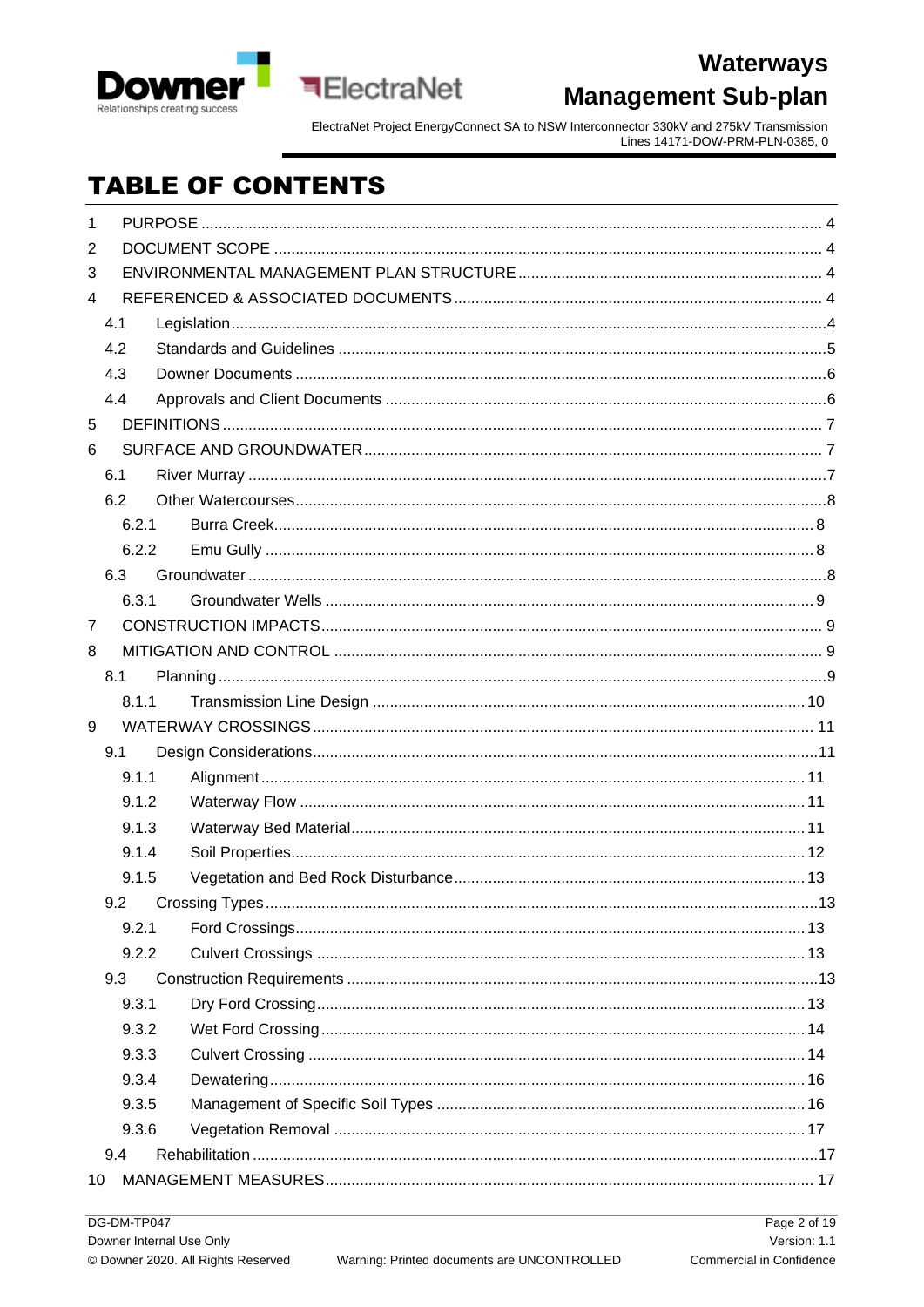# TABLE OF CONTENTS

1 PURPOSE ........ 4
2 DOCUMENT SCOPE ........ 4
3 ENVIRONMENTAL MANAGEMENT PLAN STRUCTURE ........ 4
4 REFERENCED & ASSOCIATED DOCUMENTS ........ 4
  4.1 Legislation ........ 4
  4.2 Standards and Guidelines ........ 5
  4.3 Downer Documents ........ 6
  4.4 Approvals and Client Documents ........ 6
5 DEFINITIONS ........ 7
6 SURFACE AND GROUNDWATER ........ 7
  6.1 River Murray ........ 7
  6.2 Other Watercourses ........ 8
    6.2.1 Burra Creek ........ 8
    6.2.2 Emu Gully ........ 8
  6.3 Groundwater ........ 8
    6.3.1 Groundwater Wells ........ 9
7 CONSTRUCTION IMPACTS ........ 9
8 MITIGATION AND CONTROL ........ 9
  8.1 Planning ........ 9
    8.1.1 Transmission Line Design ........ 10
9 WATERWAY CROSSINGS ........ 11
  9.1 Design Considerations ........ 11
    9.1.1 Alignment ........ 11
    9.1.2 Waterway Flow ........ 11
    9.1.3 Waterway Bed Material ........ 11
    9.1.4 Soil Properties ........ 12
    9.1.5 Vegetation and Bed Rock Disturbance ........ 13
  9.2 Crossing Types ........ 13
    9.2.1 Ford Crossings ........ 13
    9.2.2 Culvert Crossings ........ 13
  9.3 Construction Requirements ........ 13
    9.3.1 Dry Ford Crossing ........ 13
    9.3.2 Wet Ford Crossing ........ 14
    9.3.3 Culvert Crossing ........ 14
    9.3.4 Dewatering ........ 16
    9.3.5 Management of Specific Soil Types ........ 16
    9.3.6 Vegetation Removal ........ 17
  9.4 Rehabilitation ........ 17
10 MANAGEMENT MEASURES ........ 17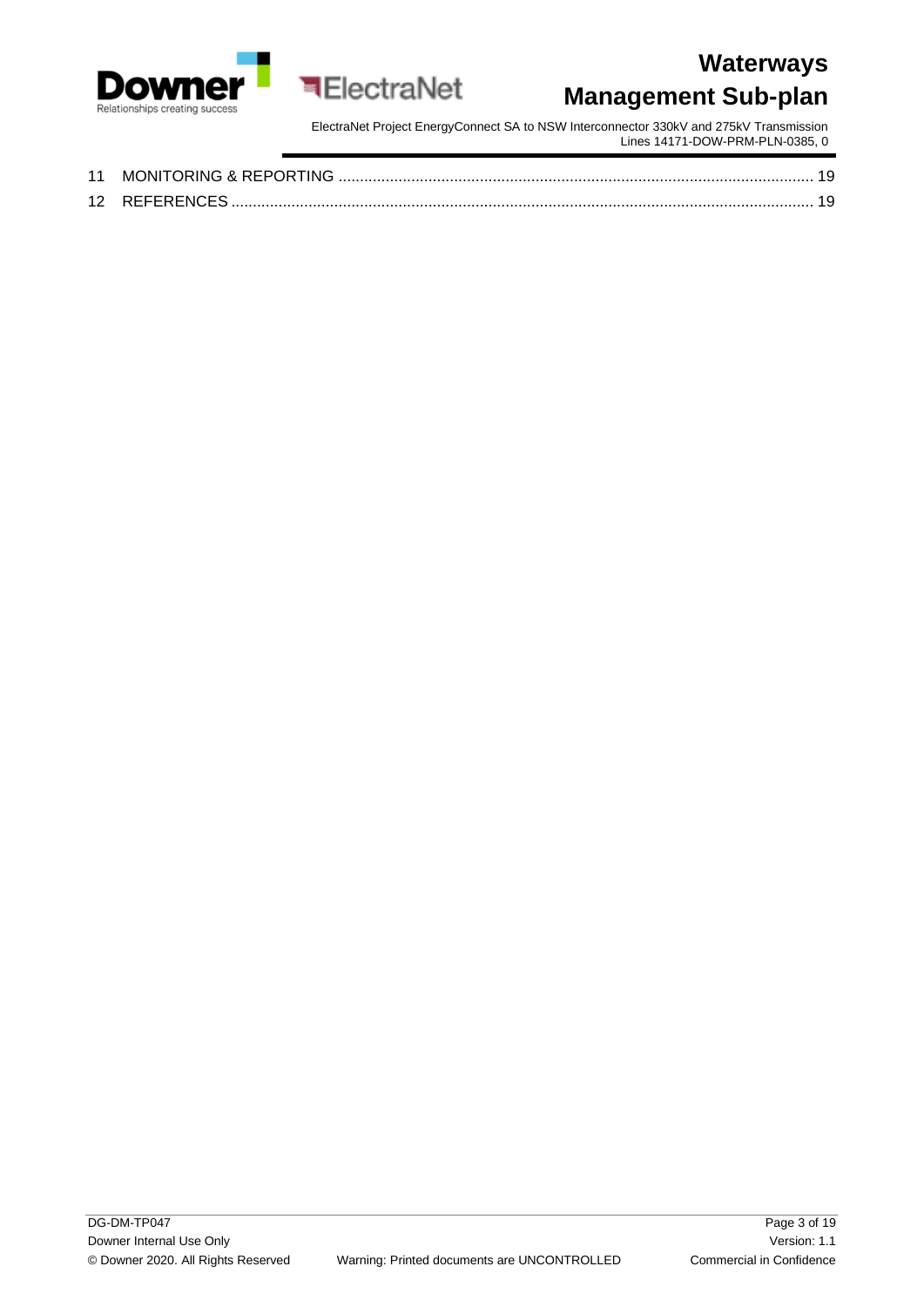11 MONITORING & REPORTING ........................................................................................................... 19

12 REFERENCES ............................................................................................................................. 19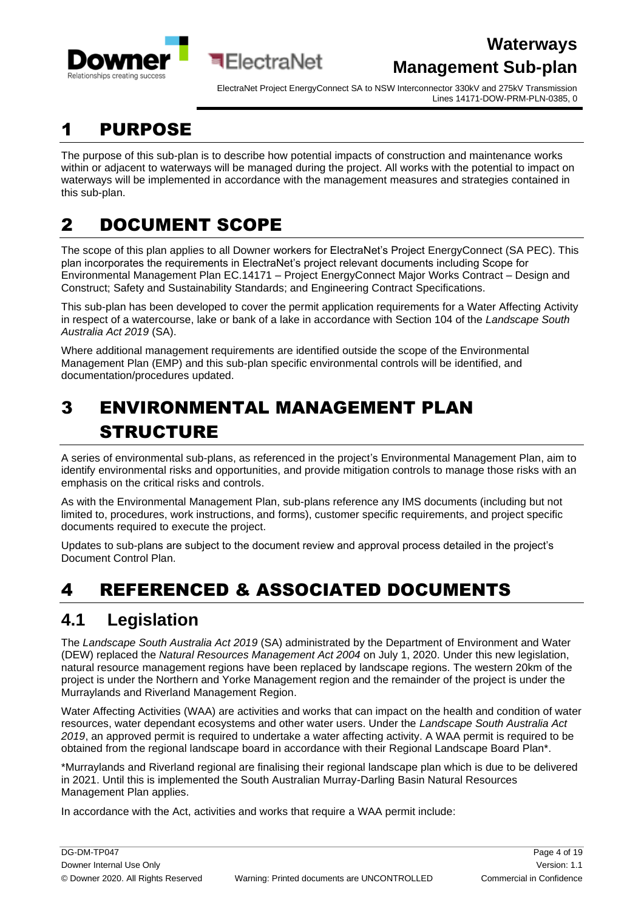# 1 PURPOSE

The purpose of this sub-plan is to describe how potential impacts of construction and maintenance works within or adjacent to waterways will be managed during the project. All works with the potential to impact on waterways will be implemented in accordance with the management measures and strategies contained in this sub-plan.

# 2 DOCUMENT SCOPE

The scope of this plan applies to all Downer workers for ElectraNet's Project EnergyConnect (SA PEC). This plan incorporates the requirements in ElectraNet's project relevant documents including Scope for Environmental Management Plan EC.14171 – Project EnergyConnect Major Works Contract – Design and Construct; Safety and Sustainability Standards; and Engineering Contract Specifications.

This sub-plan has been developed to cover the permit application requirements for a Water Affecting Activity in respect of a watercourse, lake or bank of a lake in accordance with Section 104 of the *Landscape South Australia Act 2019* (SA).

Where additional management requirements are identified outside the scope of the Environmental Management Plan (EMP) and this sub-plan specific environmental controls will be identified, and documentation/procedures updated.

# 3 ENVIRONMENTAL MANAGEMENT PLAN STRUCTURE

A series of environmental sub-plans, as referenced in the project's Environmental Management Plan, aim to identify environmental risks and opportunities, and provide mitigation controls to manage those risks with an emphasis on the critical risks and controls.

As with the Environmental Management Plan, sub-plans reference any IMS documents (including but not limited to, procedures, work instructions, and forms), customer specific requirements, and project specific documents required to execute the project.

Updates to sub-plans are subject to the document review and approval process detailed in the project's Document Control Plan.

# 4 REFERENCED & ASSOCIATED DOCUMENTS

## 4.1 Legislation

The *Landscape South Australia Act 2019* (SA) administrated by the Department of Environment and Water (DEW) replaced the *Natural Resources Management Act 2004* on July 1, 2020. Under this new legislation, natural resource management regions have been replaced by landscape regions. The western 20km of the project is under the Northern and Yorke Management region and the remainder of the project is under the Murraylands and Riverland Management Region.

Water Affecting Activities (WAA) are activities and works that can impact on the health and condition of water resources, water dependant ecosystems and other water users. Under the *Landscape South Australia Act 2019*, an approved permit is required to undertake a water affecting activity. A WAA permit is required to be obtained from the regional landscape board in accordance with their Regional Landscape Board Plan*.

*Murraylands and Riverland regional are finalising their regional landscape plan which is due to be delivered in 2021. Until this is implemented the South Australian Murray-Darling Basin Natural Resources Management Plan applies.

In accordance with the Act, activities and works that require a WAA permit include: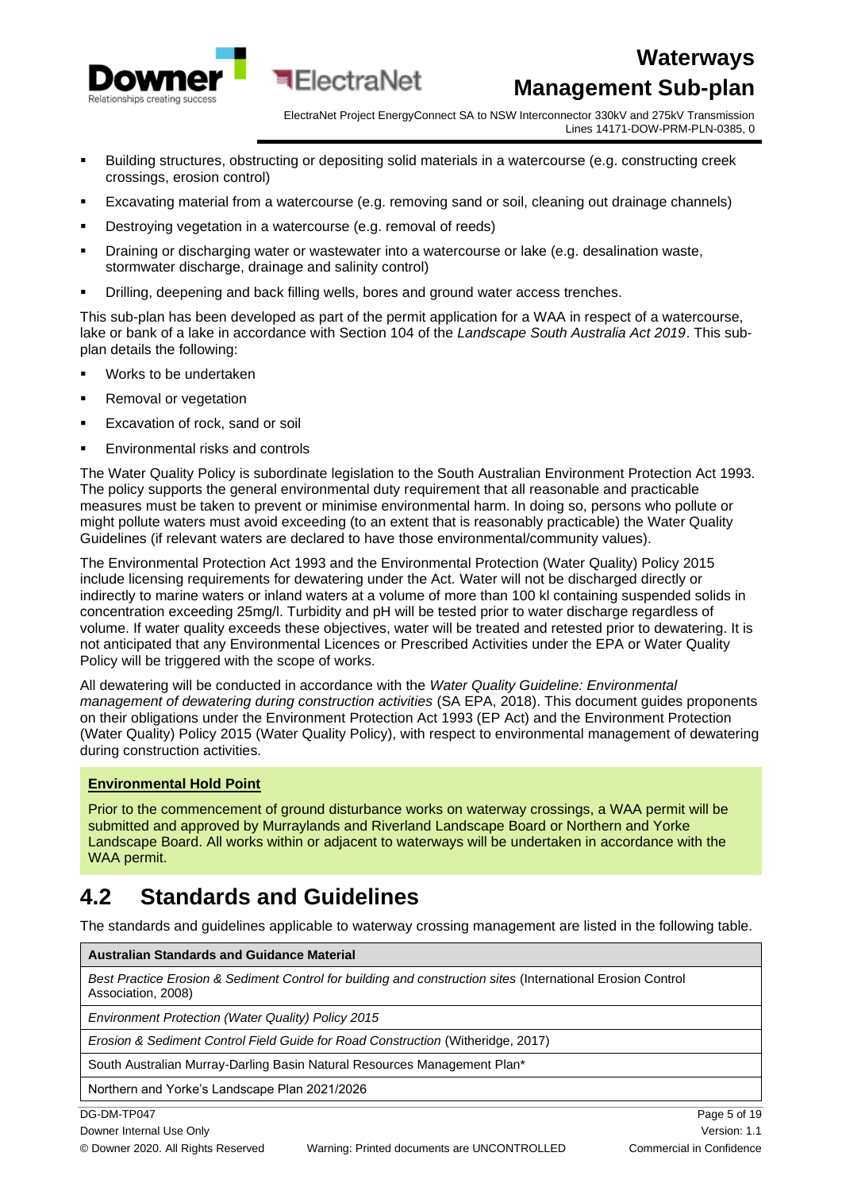- Building structures, obstructing or depositing solid materials in a watercourse (e.g. constructing creek crossings, erosion control)
- Excavating material from a watercourse (e.g. removing sand or soil, cleaning out drainage channels)
- Destroying vegetation in a watercourse (e.g. removal of reeds)
- Draining or discharging water or wastewater into a watercourse or lake (e.g. desalination waste, stormwater discharge, drainage and salinity control)
- Drilling, deepening and back filling wells, bores and ground water access trenches.

This sub-plan has been developed as part of the permit application for a WAA in respect of a watercourse, lake or bank of a lake in accordance with Section 104 of the *Landscape South Australia Act 2019*. This sub-plan details the following:

- Works to be undertaken
- Removal or vegetation
- Excavation of rock, sand or soil
- Environmental risks and controls

The Water Quality Policy is subordinate legislation to the South Australian Environment Protection Act 1993. The policy supports the general environmental duty requirement that all reasonable and practicable measures must be taken to prevent or minimise environmental harm. In doing so, persons who pollute or might pollute waters must avoid exceeding (to an extent that is reasonably practicable) the Water Quality Guidelines (if relevant waters are declared to have those environmental/community values).

The Environmental Protection Act 1993 and the Environmental Protection (Water Quality) Policy 2015 include licensing requirements for dewatering under the Act. Water will not be discharged directly or indirectly to marine waters or inland waters at a volume of more than 100 kl containing suspended solids in concentration exceeding 25mg/l. Turbidity and pH will be tested prior to water discharge regardless of volume. If water quality exceeds these objectives, water will be treated and retested prior to dewatering. It is not anticipated that any Environmental Licences or Prescribed Activities under the EPA or Water Quality Policy will be triggered with the scope of works.

All dewatering will be conducted in accordance with the *Water Quality Guideline: Environmental management of dewatering during construction activities* (SA EPA, 2018). This document guides proponents on their obligations under the Environment Protection Act 1993 (EP Act) and the Environment Protection (Water Quality) Policy 2015 (Water Quality Policy), with respect to environmental management of dewatering during construction activities.

**Environmental Hold Point**

Prior to the commencement of ground disturbance works on waterway crossings, a WAA permit will be submitted and approved by Murraylands and Riverland Landscape Board or Northern and Yorke Landscape Board. All works within or adjacent to waterways will be undertaken in accordance with the WAA permit.

## 4.2 Standards and Guidelines

The standards and guidelines applicable to waterway crossing management are listed in the following table.

| Australian Standards and Guidance Material |
|---|
| *Best Practice Erosion & Sediment Control for building and construction sites* (International Erosion Control Association, 2008) |
| *Environment Protection (Water Quality) Policy 2015* |
| *Erosion & Sediment Control Field Guide for Road Construction* (Witheridge, 2017) |
| South Australian Murray-Darling Basin Natural Resources Management Plan* |
| Northern and Yorke's Landscape Plan 2021/2026 |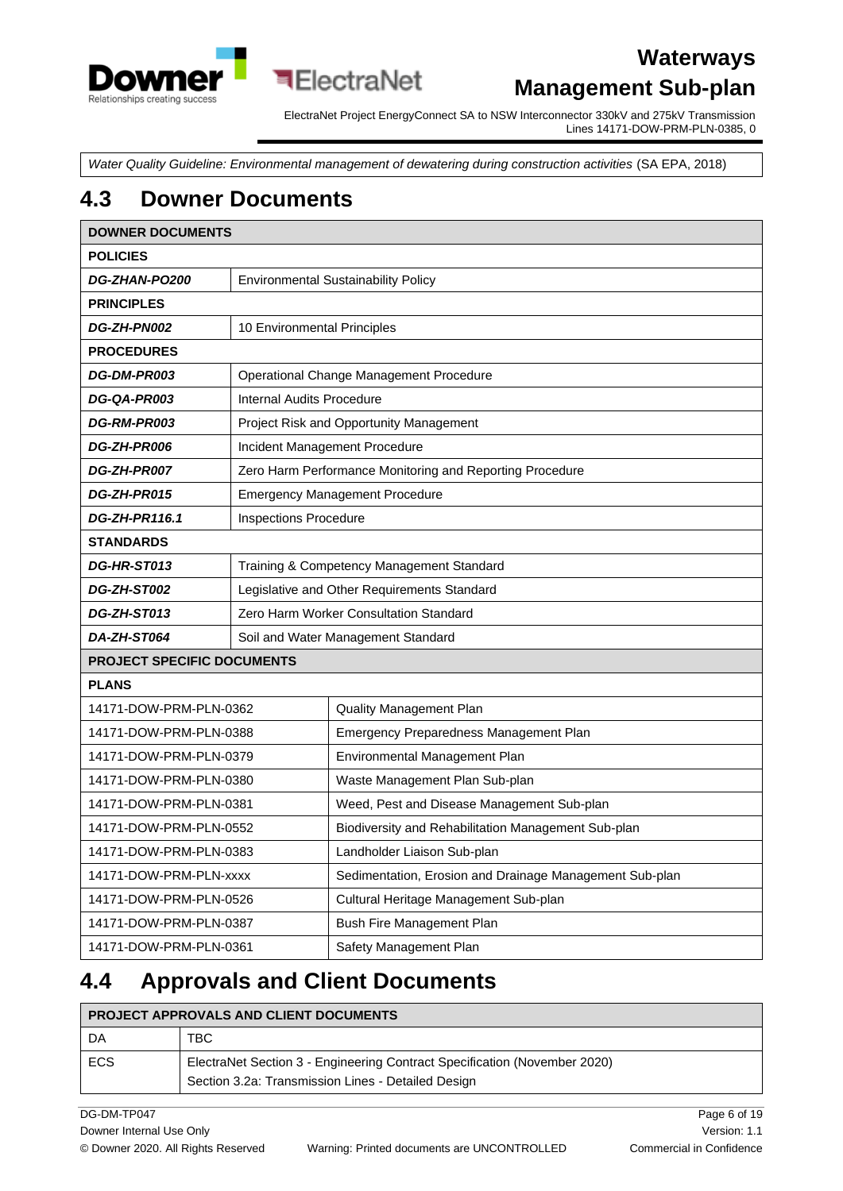| *Water Quality Guideline: Environmental management of dewatering during construction activities* (SA EPA, 2018) |
|---|

## 4.3 Downer Documents

| DOWNER DOCUMENTS | |
|---|---|
| **POLICIES** | |
| ***DG-ZHAN-PO200*** | Environmental Sustainability Policy |
| **PRINCIPLES** | |
| ***DG-ZH-PN002*** | 10 Environmental Principles |
| **PROCEDURES** | |
| ***DG-DM-PR003*** | Operational Change Management Procedure |
| ***DG-QA-PR003*** | Internal Audits Procedure |
| ***DG-RM-PR003*** | Project Risk and Opportunity Management |
| ***DG-ZH-PR006*** | Incident Management Procedure |
| ***DG-ZH-PR007*** | Zero Harm Performance Monitoring and Reporting Procedure |
| ***DG-ZH-PR015*** | Emergency Management Procedure |
| ***DG-ZH-PR116.1*** | Inspections Procedure |
| **STANDARDS** | |
| ***DG-HR-ST013*** | Training & Competency Management Standard |
| ***DG-ZH-ST002*** | Legislative and Other Requirements Standard |
| ***DG-ZH-ST013*** | Zero Harm Worker Consultation Standard |
| ***DA-ZH-ST064*** | Soil and Water Management Standard |

| PROJECT SPECIFIC DOCUMENTS | |
|---|---|
| **PLANS** | |
| 14171-DOW-PRM-PLN-0362 | Quality Management Plan |
| 14171-DOW-PRM-PLN-0388 | Emergency Preparedness Management Plan |
| 14171-DOW-PRM-PLN-0379 | Environmental Management Plan |
| 14171-DOW-PRM-PLN-0380 | Waste Management Plan Sub-plan |
| 14171-DOW-PRM-PLN-0381 | Weed, Pest and Disease Management Sub-plan |
| 14171-DOW-PRM-PLN-0552 | Biodiversity and Rehabilitation Management Sub-plan |
| 14171-DOW-PRM-PLN-0383 | Landholder Liaison Sub-plan |
| 14171-DOW-PRM-PLN-xxxx | Sedimentation, Erosion and Drainage Management Sub-plan |
| 14171-DOW-PRM-PLN-0526 | Cultural Heritage Management Sub-plan |
| 14171-DOW-PRM-PLN-0387 | Bush Fire Management Plan |
| 14171-DOW-PRM-PLN-0361 | Safety Management Plan |

## 4.4 Approvals and Client Documents

| PROJECT APPROVALS AND CLIENT DOCUMENTS | |
|---|---|
| DA | TBC |
| ECS | ElectraNet Section 3 - Engineering Contract Specification (November 2020)<br>Section 3.2a: Transmission Lines - Detailed Design |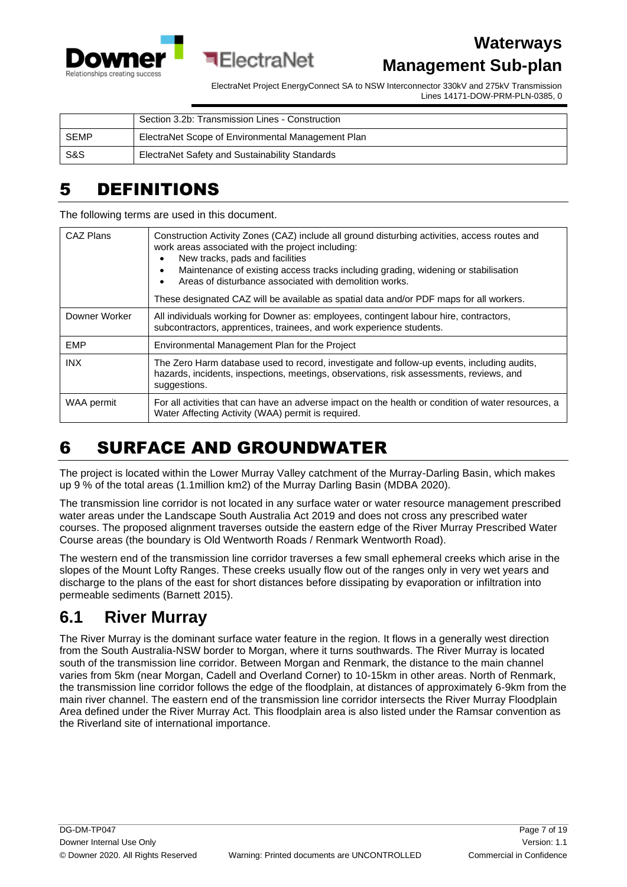|  | Section 3.2b: Transmission Lines - Construction |
| --- | --- |
| SEMP | ElectraNet Scope of Environmental Management Plan |
| S&S | ElectraNet Safety and Sustainability Standards |

# 5 DEFINITIONS

The following terms are used in this document.

| CAZ Plans | Construction Activity Zones (CAZ) include all ground disturbing activities, access routes and work areas associated with the project including:<br>• New tracks, pads and facilities<br>• Maintenance of existing access tracks including grading, widening or stabilisation<br>• Areas of disturbance associated with demolition works.<br><br>These designated CAZ will be available as spatial data and/or PDF maps for all workers. |
| --- | --- |
| Downer Worker | All individuals working for Downer as: employees, contingent labour hire, contractors, subcontractors, apprentices, trainees, and work experience students. |
| EMP | Environmental Management Plan for the Project |
| INX | The Zero Harm database used to record, investigate and follow-up events, including audits, hazards, incidents, inspections, meetings, observations, risk assessments, reviews, and suggestions. |
| WAA permit | For all activities that can have an adverse impact on the health or condition of water resources, a Water Affecting Activity (WAA) permit is required. |

# 6 SURFACE AND GROUNDWATER

The project is located within the Lower Murray Valley catchment of the Murray-Darling Basin, which makes up 9 % of the total areas (1.1million km2) of the Murray Darling Basin (MDBA 2020).

The transmission line corridor is not located in any surface water or water resource management prescribed water areas under the Landscape South Australia Act 2019 and does not cross any prescribed water courses. The proposed alignment traverses outside the eastern edge of the River Murray Prescribed Water Course areas (the boundary is Old Wentworth Roads / Renmark Wentworth Road).

The western end of the transmission line corridor traverses a few small ephemeral creeks which arise in the slopes of the Mount Lofty Ranges. These creeks usually flow out of the ranges only in very wet years and discharge to the plans of the east for short distances before dissipating by evaporation or infiltration into permeable sediments (Barnett 2015).

## 6.1 River Murray

The River Murray is the dominant surface water feature in the region. It flows in a generally west direction from the South Australia-NSW border to Morgan, where it turns southwards. The River Murray is located south of the transmission line corridor. Between Morgan and Renmark, the distance to the main channel varies from 5km (near Morgan, Cadell and Overland Corner) to 10-15km in other areas. North of Renmark, the transmission line corridor follows the edge of the floodplain, at distances of approximately 6-9km from the main river channel. The eastern end of the transmission line corridor intersects the River Murray Floodplain Area defined under the River Murray Act. This floodplain area is also listed under the Ramsar convention as the Riverland site of international importance.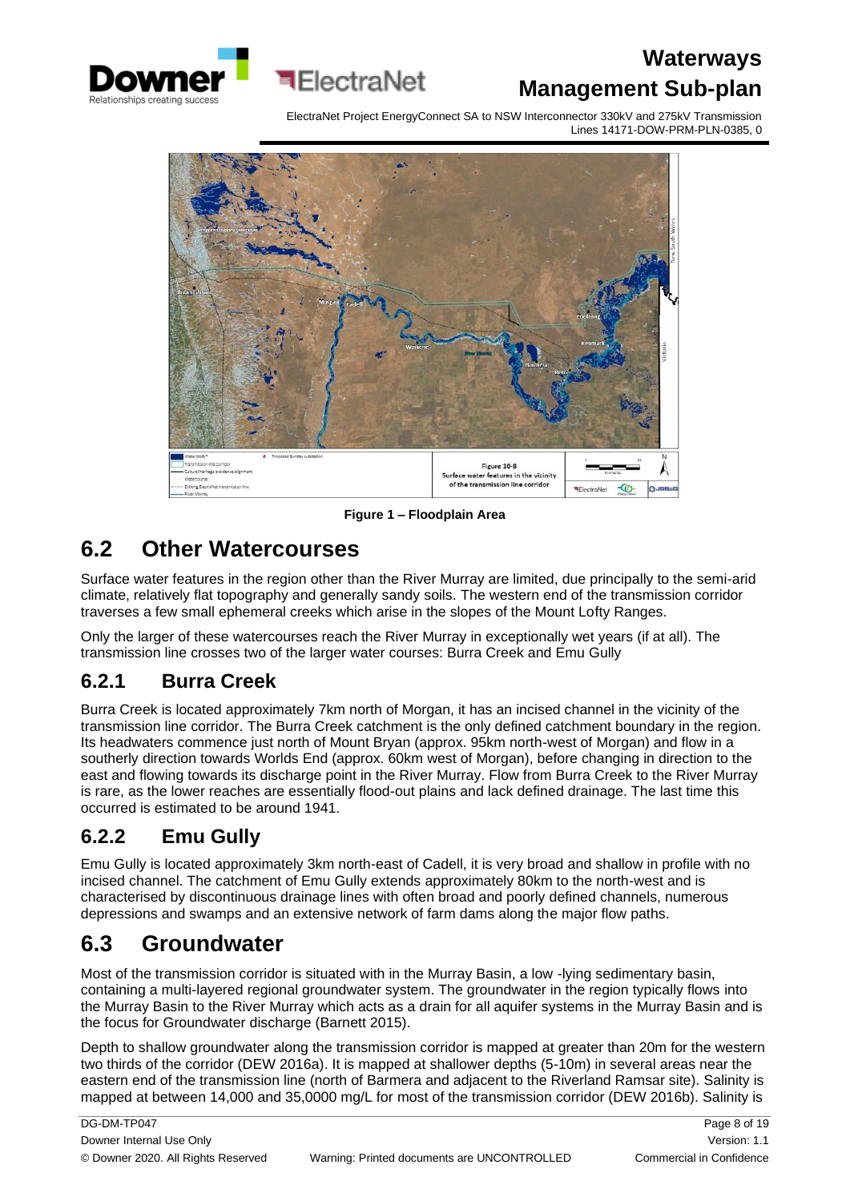**Figure 1 – Floodplain Area**

## 6.2 Other Watercourses

Surface water features in the region other than the River Murray are limited, due principally to the semi-arid climate, relatively flat topography and generally sandy soils. The western end of the transmission corridor traverses a few small ephemeral creeks which arise in the slopes of the Mount Lofty Ranges.

Only the larger of these watercourses reach the River Murray in exceptionally wet years (if at all). The transmission line crosses two of the larger water courses: Burra Creek and Emu Gully

### 6.2.1 Burra Creek

Burra Creek is located approximately 7km north of Morgan, it has an incised channel in the vicinity of the transmission line corridor. The Burra Creek catchment is the only defined catchment boundary in the region. Its headwaters commence just north of Mount Bryan (approx. 95km north-west of Morgan) and flow in a southerly direction towards Worlds End (approx. 60km west of Morgan), before changing in direction to the east and flowing towards its discharge point in the River Murray. Flow from Burra Creek to the River Murray is rare, as the lower reaches are essentially flood-out plains and lack defined drainage. The last time this occurred is estimated to be around 1941.

### 6.2.2 Emu Gully

Emu Gully is located approximately 3km north-east of Cadell, it is very broad and shallow in profile with no incised channel. The catchment of Emu Gully extends approximately 80km to the north-west and is characterised by discontinuous drainage lines with often broad and poorly defined channels, numerous depressions and swamps and an extensive network of farm dams along the major flow paths.

## 6.3 Groundwater

Most of the transmission corridor is situated with in the Murray Basin, a low -lying sedimentary basin, containing a multi-layered regional groundwater system. The groundwater in the region typically flows into the Murray Basin to the River Murray which acts as a drain for all aquifer systems in the Murray Basin and is the focus for Groundwater discharge (Barnett 2015).

Depth to shallow groundwater along the transmission corridor is mapped at greater than 20m for the western two thirds of the corridor (DEW 2016a). It is mapped at shallower depths (5-10m) in several areas near the eastern end of the transmission line (north of Barmera and adjacent to the Riverland Ramsar site). Salinity is mapped at between 14,000 and 35,0000 mg/L for most of the transmission corridor (DEW 2016b). Salinity is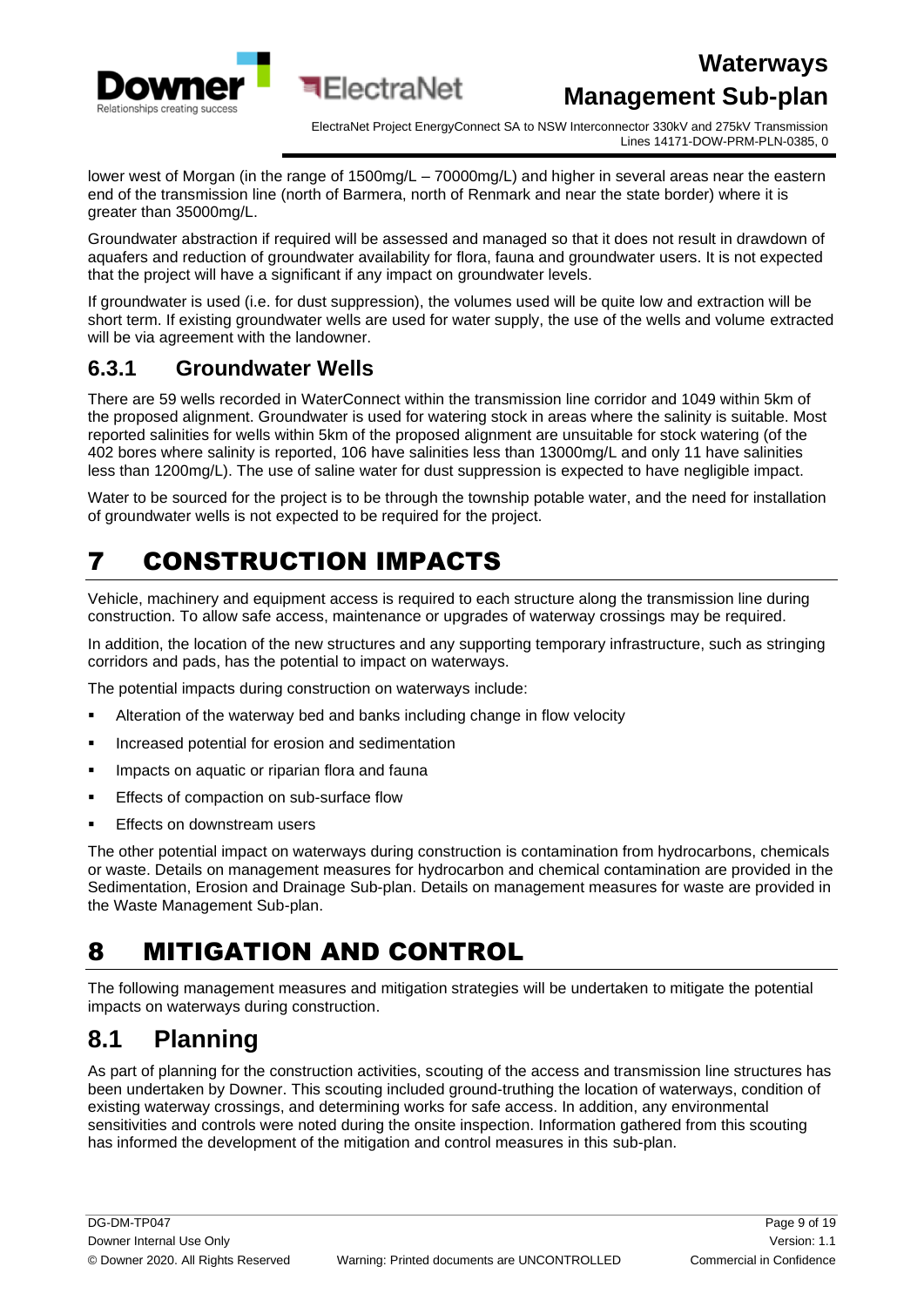lower west of Morgan (in the range of 1500mg/L – 70000mg/L) and higher in several areas near the eastern end of the transmission line (north of Barmera, north of Renmark and near the state border) where it is greater than 35000mg/L.

Groundwater abstraction if required will be assessed and managed so that it does not result in drawdown of aquafers and reduction of groundwater availability for flora, fauna and groundwater users. It is not expected that the project will have a significant if any impact on groundwater levels.

If groundwater is used (i.e. for dust suppression), the volumes used will be quite low and extraction will be short term. If existing groundwater wells are used for water supply, the use of the wells and volume extracted will be via agreement with the landowner.

### 6.3.1 Groundwater Wells

There are 59 wells recorded in WaterConnect within the transmission line corridor and 1049 within 5km of the proposed alignment. Groundwater is used for watering stock in areas where the salinity is suitable. Most reported salinities for wells within 5km of the proposed alignment are unsuitable for stock watering (of the 402 bores where salinity is reported, 106 have salinities less than 13000mg/L and only 11 have salinities less than 1200mg/L). The use of saline water for dust suppression is expected to have negligible impact.

Water to be sourced for the project is to be through the township potable water, and the need for installation of groundwater wells is not expected to be required for the project.

# 7 CONSTRUCTION IMPACTS

Vehicle, machinery and equipment access is required to each structure along the transmission line during construction. To allow safe access, maintenance or upgrades of waterway crossings may be required.

In addition, the location of the new structures and any supporting temporary infrastructure, such as stringing corridors and pads, has the potential to impact on waterways.

The potential impacts during construction on waterways include:

- Alteration of the waterway bed and banks including change in flow velocity
- Increased potential for erosion and sedimentation
- Impacts on aquatic or riparian flora and fauna
- Effects of compaction on sub-surface flow
- Effects on downstream users

The other potential impact on waterways during construction is contamination from hydrocarbons, chemicals or waste. Details on management measures for hydrocarbon and chemical contamination are provided in the Sedimentation, Erosion and Drainage Sub-plan. Details on management measures for waste are provided in the Waste Management Sub-plan.

# 8 MITIGATION AND CONTROL

The following management measures and mitigation strategies will be undertaken to mitigate the potential impacts on waterways during construction.

## 8.1 Planning

As part of planning for the construction activities, scouting of the access and transmission line structures has been undertaken by Downer. This scouting included ground-truthing the location of waterways, condition of existing waterway crossings, and determining works for safe access. In addition, any environmental sensitivities and controls were noted during the onsite inspection. Information gathered from this scouting has informed the development of the mitigation and control measures in this sub-plan.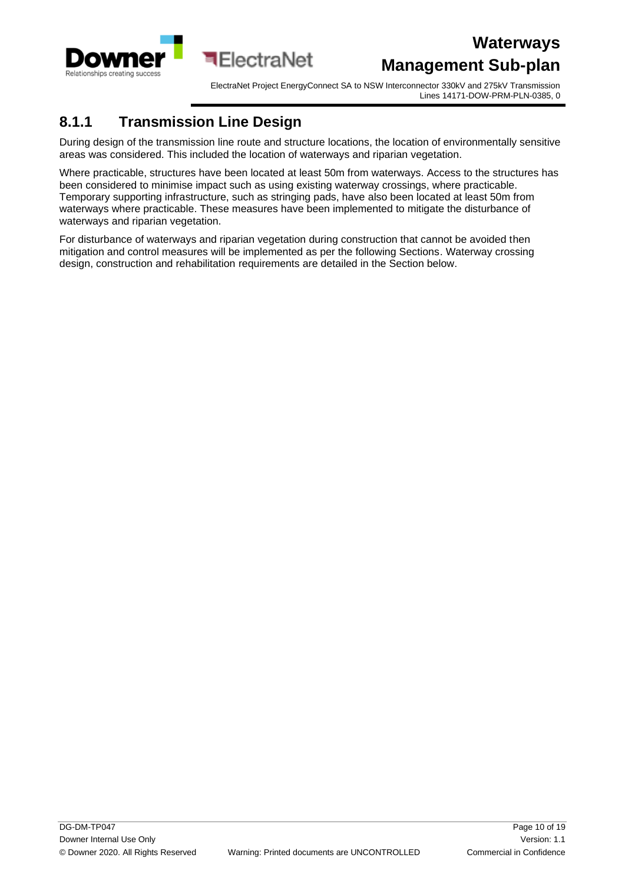### 8.1.1 Transmission Line Design

During design of the transmission line route and structure locations, the location of environmentally sensitive areas was considered. This included the location of waterways and riparian vegetation.

Where practicable, structures have been located at least 50m from waterways. Access to the structures has been considered to minimise impact such as using existing waterway crossings, where practicable. Temporary supporting infrastructure, such as stringing pads, have also been located at least 50m from waterways where practicable. These measures have been implemented to mitigate the disturbance of waterways and riparian vegetation.

For disturbance of waterways and riparian vegetation during construction that cannot be avoided then mitigation and control measures will be implemented as per the following Sections. Waterway crossing design, construction and rehabilitation requirements are detailed in the Section below.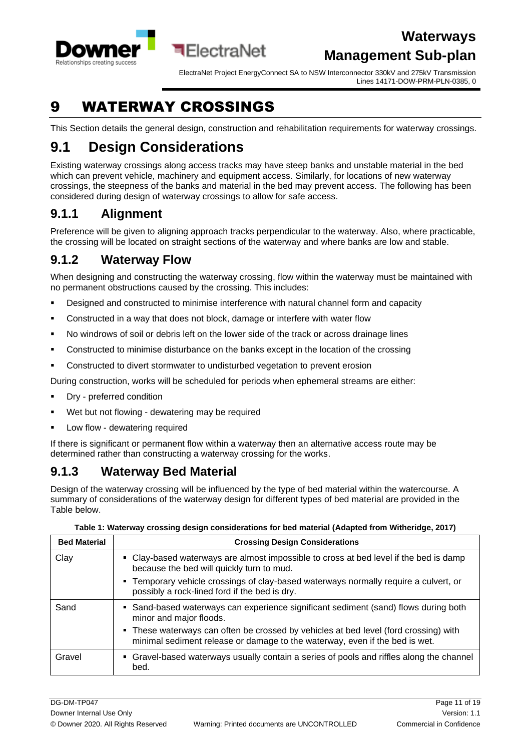# 9 WATERWAY CROSSINGS

This Section details the general design, construction and rehabilitation requirements for waterway crossings.

## 9.1 Design Considerations

Existing waterway crossings along access tracks may have steep banks and unstable material in the bed which can prevent vehicle, machinery and equipment access. Similarly, for locations of new waterway crossings, the steepness of the banks and material in the bed may prevent access. The following has been considered during design of waterway crossings to allow for safe access.

### 9.1.1 Alignment

Preference will be given to aligning approach tracks perpendicular to the waterway. Also, where practicable, the crossing will be located on straight sections of the waterway and where banks are low and stable.

### 9.1.2 Waterway Flow

When designing and constructing the waterway crossing, flow within the waterway must be maintained with no permanent obstructions caused by the crossing. This includes:

- Designed and constructed to minimise interference with natural channel form and capacity
- Constructed in a way that does not block, damage or interfere with water flow
- No windrows of soil or debris left on the lower side of the track or across drainage lines
- Constructed to minimise disturbance on the banks except in the location of the crossing
- Constructed to divert stormwater to undisturbed vegetation to prevent erosion

During construction, works will be scheduled for periods when ephemeral streams are either:

- Dry - preferred condition
- Wet but not flowing - dewatering may be required
- Low flow - dewatering required

If there is significant or permanent flow within a waterway then an alternative access route may be determined rather than constructing a waterway crossing for the works.

### 9.1.3 Waterway Bed Material

Design of the waterway crossing will be influenced by the type of bed material within the watercourse. A summary of considerations of the waterway design for different types of bed material are provided in the Table below.

**Table 1: Waterway crossing design considerations for bed material (Adapted from Witheridge, 2017)**

| Bed Material | Crossing Design Considerations |
|---|---|
| Clay | ▪ Clay-based waterways are almost impossible to cross at bed level if the bed is damp because the bed will quickly turn to mud.<br>▪ Temporary vehicle crossings of clay-based waterways normally require a culvert, or possibly a rock-lined ford if the bed is dry. |
| Sand | ▪ Sand-based waterways can experience significant sediment (sand) flows during both minor and major floods.<br>▪ These waterways can often be crossed by vehicles at bed level (ford crossing) with minimal sediment release or damage to the waterway, even if the bed is wet. |
| Gravel | ▪ Gravel-based waterways usually contain a series of pools and riffles along the channel bed. |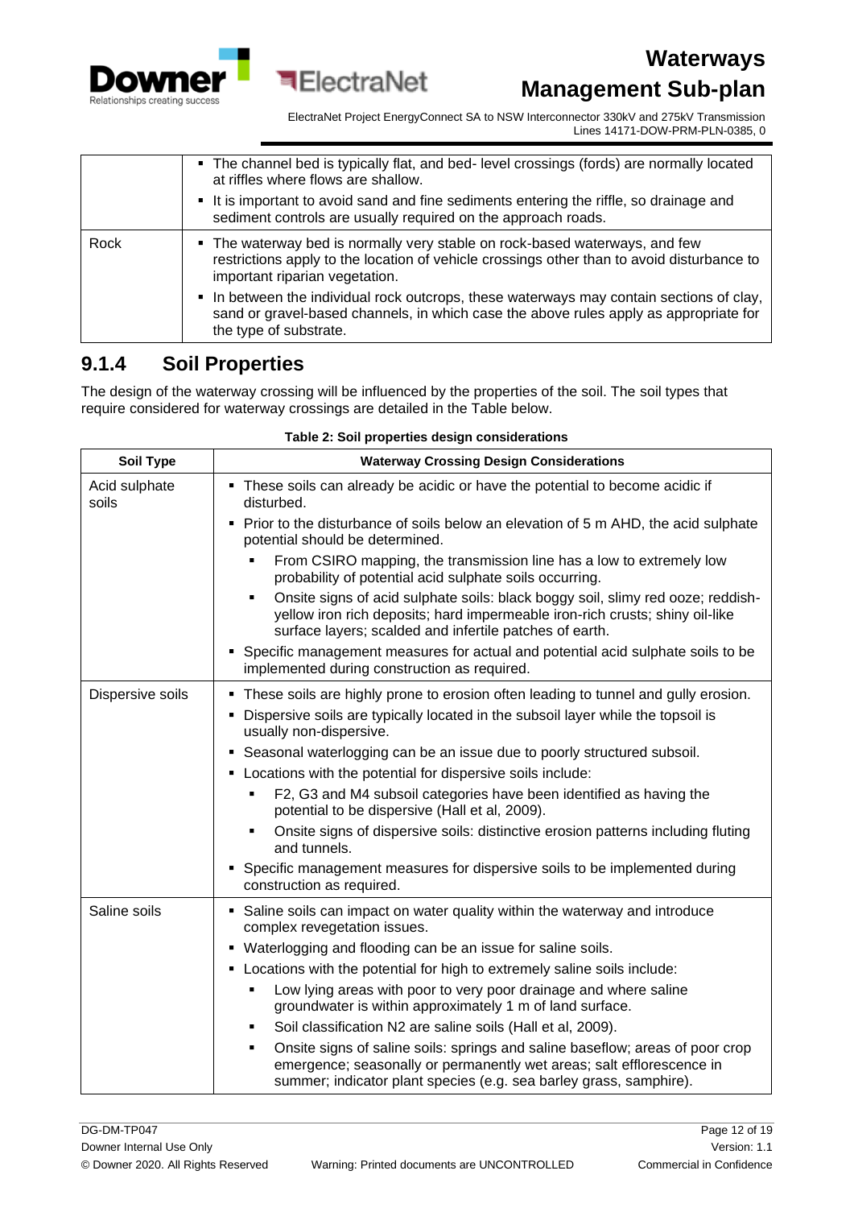|  | ▪ The channel bed is typically flat, and bed- level crossings (fords) are normally located at riffles where flows are shallow.<br>▪ It is important to avoid sand and fine sediments entering the riffle, so drainage and sediment controls are usually required on the approach roads. |
|---|---|
| Rock | ▪ The waterway bed is normally very stable on rock-based waterways, and few restrictions apply to the location of vehicle crossings other than to avoid disturbance to important riparian vegetation.<br>▪ In between the individual rock outcrops, these waterways may contain sections of clay, sand or gravel-based channels, in which case the above rules apply as appropriate for the type of substrate. |

## 9.1.4 Soil Properties

The design of the waterway crossing will be influenced by the properties of the soil. The soil types that require considered for waterway crossings are detailed in the Table below.

**Table 2: Soil properties design considerations**

| Soil Type | Waterway Crossing Design Considerations |
|---|---|
| Acid sulphate soils | ▪ These soils can already be acidic or have the potential to become acidic if disturbed.<br>▪ Prior to the disturbance of soils below an elevation of 5 m AHD, the acid sulphate potential should be determined.<br>&nbsp;&nbsp;&nbsp;▪ From CSIRO mapping, the transmission line has a low to extremely low probability of potential acid sulphate soils occurring.<br>&nbsp;&nbsp;&nbsp;▪ Onsite signs of acid sulphate soils: black boggy soil, slimy red ooze; reddish-yellow iron rich deposits; hard impermeable iron-rich crusts; shiny oil-like surface layers; scalded and infertile patches of earth.<br>▪ Specific management measures for actual and potential acid sulphate soils to be implemented during construction as required. |
| Dispersive soils | ▪ These soils are highly prone to erosion often leading to tunnel and gully erosion.<br>▪ Dispersive soils are typically located in the subsoil layer while the topsoil is usually non-dispersive.<br>▪ Seasonal waterlogging can be an issue due to poorly structured subsoil.<br>▪ Locations with the potential for dispersive soils include:<br>&nbsp;&nbsp;&nbsp;▪ F2, G3 and M4 subsoil categories have been identified as having the potential to be dispersive (Hall et al, 2009).<br>&nbsp;&nbsp;&nbsp;▪ Onsite signs of dispersive soils: distinctive erosion patterns including fluting and tunnels.<br>▪ Specific management measures for dispersive soils to be implemented during construction as required. |
| Saline soils | ▪ Saline soils can impact on water quality within the waterway and introduce complex revegetation issues.<br>▪ Waterlogging and flooding can be an issue for saline soils.<br>▪ Locations with the potential for high to extremely saline soils include:<br>&nbsp;&nbsp;&nbsp;▪ Low lying areas with poor to very poor drainage and where saline groundwater is within approximately 1 m of land surface.<br>&nbsp;&nbsp;&nbsp;▪ Soil classification N2 are saline soils (Hall et al, 2009).<br>&nbsp;&nbsp;&nbsp;▪ Onsite signs of saline soils: springs and saline baseflow; areas of poor crop emergence; seasonally or permanently wet areas; salt efflorescence in summer; indicator plant species (e.g. sea barley grass, samphire). |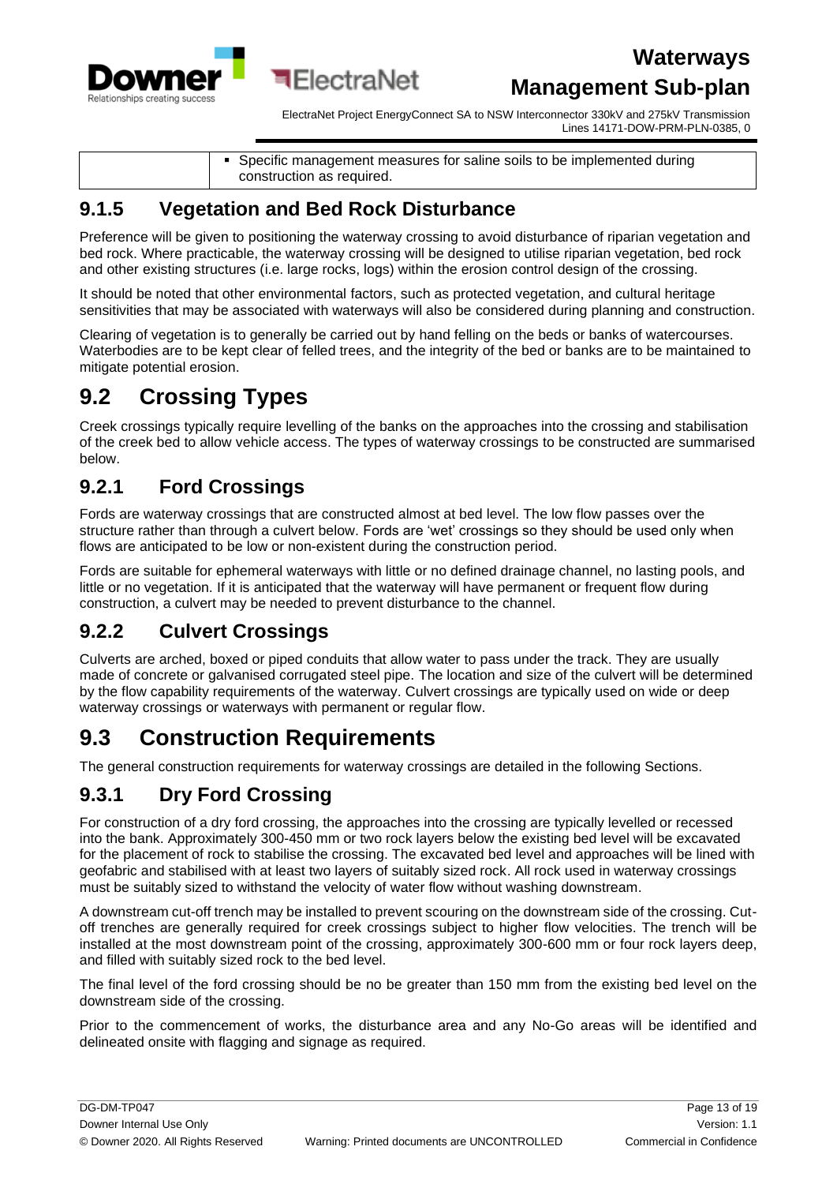|  | ▪ Specific management measures for saline soils to be implemented during construction as required. |
|---|---|

### 9.1.5 Vegetation and Bed Rock Disturbance

Preference will be given to positioning the waterway crossing to avoid disturbance of riparian vegetation and bed rock. Where practicable, the waterway crossing will be designed to utilise riparian vegetation, bed rock and other existing structures (i.e. large rocks, logs) within the erosion control design of the crossing.

It should be noted that other environmental factors, such as protected vegetation, and cultural heritage sensitivities that may be associated with waterways will also be considered during planning and construction.

Clearing of vegetation is to generally be carried out by hand felling on the beds or banks of watercourses. Waterbodies are to be kept clear of felled trees, and the integrity of the bed or banks are to be maintained to mitigate potential erosion.

## 9.2 Crossing Types

Creek crossings typically require levelling of the banks on the approaches into the crossing and stabilisation of the creek bed to allow vehicle access. The types of waterway crossings to be constructed are summarised below.

### 9.2.1 Ford Crossings

Fords are waterway crossings that are constructed almost at bed level. The low flow passes over the structure rather than through a culvert below. Fords are 'wet' crossings so they should be used only when flows are anticipated to be low or non-existent during the construction period.

Fords are suitable for ephemeral waterways with little or no defined drainage channel, no lasting pools, and little or no vegetation. If it is anticipated that the waterway will have permanent or frequent flow during construction, a culvert may be needed to prevent disturbance to the channel.

### 9.2.2 Culvert Crossings

Culverts are arched, boxed or piped conduits that allow water to pass under the track. They are usually made of concrete or galvanised corrugated steel pipe. The location and size of the culvert will be determined by the flow capability requirements of the waterway. Culvert crossings are typically used on wide or deep waterway crossings or waterways with permanent or regular flow.

## 9.3 Construction Requirements

The general construction requirements for waterway crossings are detailed in the following Sections.

### 9.3.1 Dry Ford Crossing

For construction of a dry ford crossing, the approaches into the crossing are typically levelled or recessed into the bank. Approximately 300-450 mm or two rock layers below the existing bed level will be excavated for the placement of rock to stabilise the crossing. The excavated bed level and approaches will be lined with geofabric and stabilised with at least two layers of suitably sized rock. All rock used in waterway crossings must be suitably sized to withstand the velocity of water flow without washing downstream.

A downstream cut-off trench may be installed to prevent scouring on the downstream side of the crossing. Cut-off trenches are generally required for creek crossings subject to higher flow velocities. The trench will be installed at the most downstream point of the crossing, approximately 300-600 mm or four rock layers deep, and filled with suitably sized rock to the bed level.

The final level of the ford crossing should be no be greater than 150 mm from the existing bed level on the downstream side of the crossing.

Prior to the commencement of works, the disturbance area and any No-Go areas will be identified and delineated onsite with flagging and signage as required.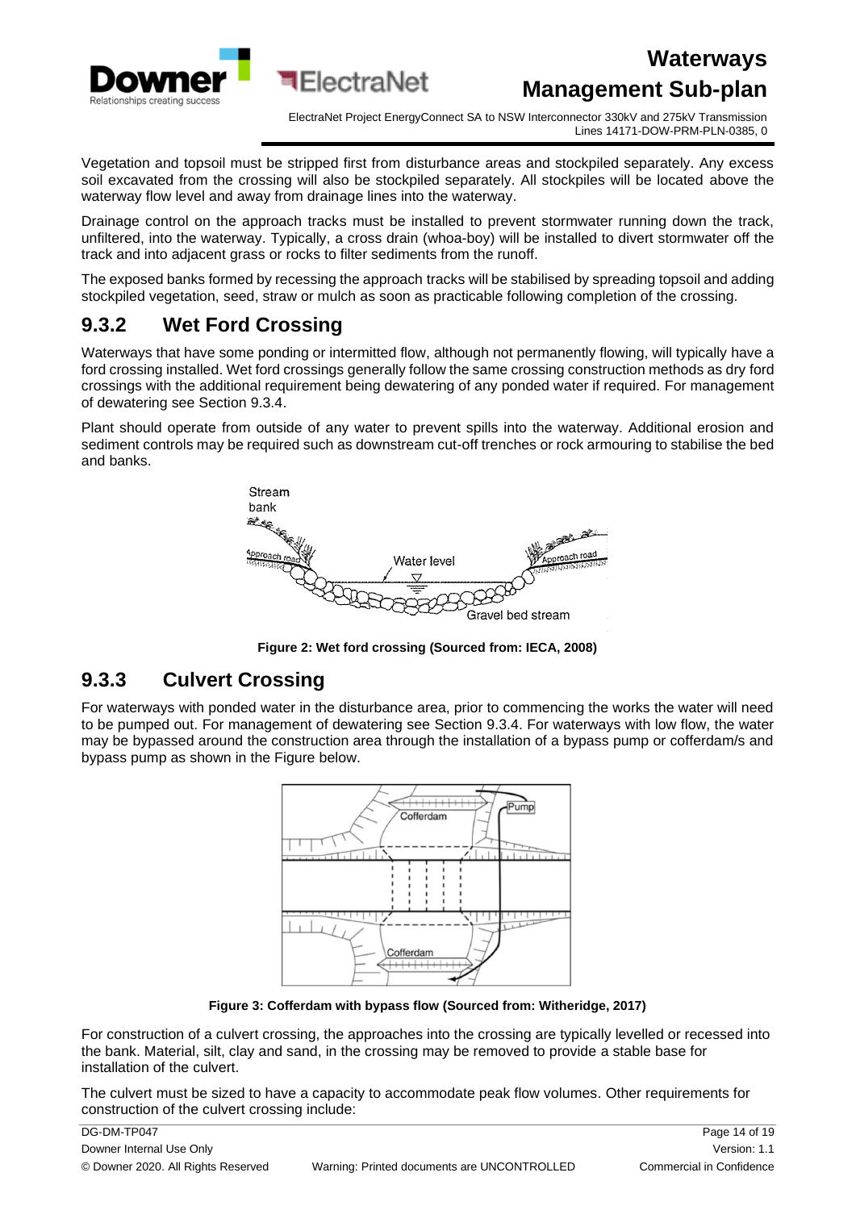Vegetation and topsoil must be stripped first from disturbance areas and stockpiled separately. Any excess soil excavated from the crossing will also be stockpiled separately. All stockpiles will be located above the waterway flow level and away from drainage lines into the waterway.

Drainage control on the approach tracks must be installed to prevent stormwater running down the track, unfiltered, into the waterway. Typically, a cross drain (whoa-boy) will be installed to divert stormwater off the track and into adjacent grass or rocks to filter sediments from the runoff.

The exposed banks formed by recessing the approach tracks will be stabilised by spreading topsoil and adding stockpiled vegetation, seed, straw or mulch as soon as practicable following completion of the crossing.

### 9.3.2 Wet Ford Crossing

Waterways that have some ponding or intermitted flow, although not permanently flowing, will typically have a ford crossing installed. Wet ford crossings generally follow the same crossing construction methods as dry ford crossings with the additional requirement being dewatering of any ponded water if required. For management of dewatering see Section 9.3.4.

Plant should operate from outside of any water to prevent spills into the waterway. Additional erosion and sediment controls may be required such as downstream cut-off trenches or rock armouring to stabilise the bed and banks.

**Figure 2: Wet ford crossing (Sourced from: IECA, 2008)**

### 9.3.3 Culvert Crossing

For waterways with ponded water in the disturbance area, prior to commencing the works the water will need to be pumped out. For management of dewatering see Section 9.3.4. For waterways with low flow, the water may be bypassed around the construction area through the installation of a bypass pump or cofferdam/s and bypass pump as shown in the Figure below.

**Figure 3: Cofferdam with bypass flow (Sourced from: Witheridge, 2017)**

For construction of a culvert crossing, the approaches into the crossing are typically levelled or recessed into the bank. Material, silt, clay and sand, in the crossing may be removed to provide a stable base for installation of the culvert.

The culvert must be sized to have a capacity to accommodate peak flow volumes. Other requirements for construction of the culvert crossing include: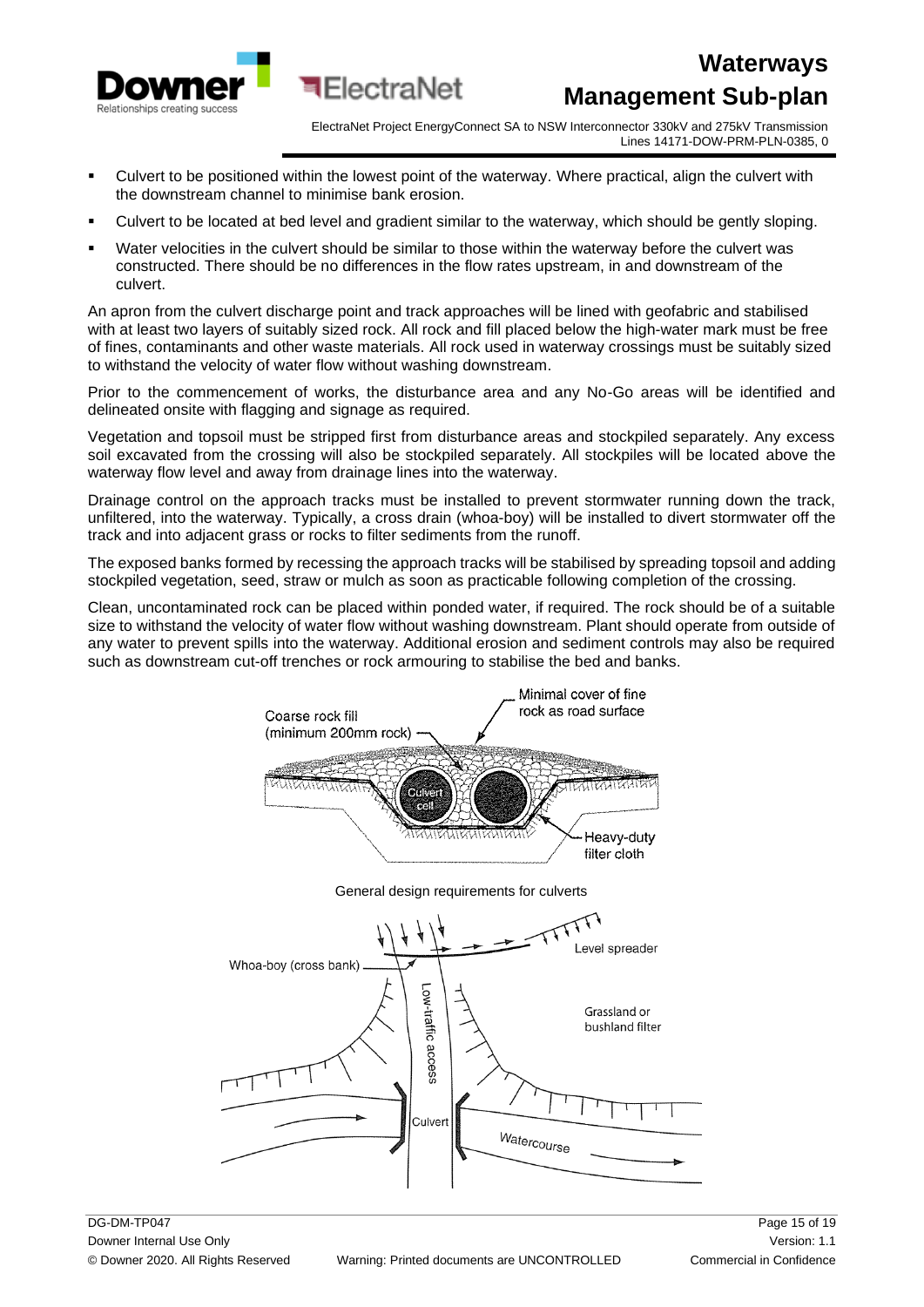- Culvert to be positioned within the lowest point of the waterway. Where practical, align the culvert with the downstream channel to minimise bank erosion.
- Culvert to be located at bed level and gradient similar to the waterway, which should be gently sloping.
- Water velocities in the culvert should be similar to those within the waterway before the culvert was constructed. There should be no differences in the flow rates upstream, in and downstream of the culvert.

An apron from the culvert discharge point and track approaches will be lined with geofabric and stabilised with at least two layers of suitably sized rock. All rock and fill placed below the high-water mark must be free of fines, contaminants and other waste materials. All rock used in waterway crossings must be suitably sized to withstand the velocity of water flow without washing downstream.

Prior to the commencement of works, the disturbance area and any No-Go areas will be identified and delineated onsite with flagging and signage as required.

Vegetation and topsoil must be stripped first from disturbance areas and stockpiled separately. Any excess soil excavated from the crossing will also be stockpiled separately. All stockpiles will be located above the waterway flow level and away from drainage lines into the waterway.

Drainage control on the approach tracks must be installed to prevent stormwater running down the track, unfiltered, into the waterway. Typically, a cross drain (whoa-boy) will be installed to divert stormwater off the track and into adjacent grass or rocks to filter sediments from the runoff.

The exposed banks formed by recessing the approach tracks will be stabilised by spreading topsoil and adding stockpiled vegetation, seed, straw or mulch as soon as practicable following completion of the crossing.

Clean, uncontaminated rock can be placed within ponded water, if required. The rock should be of a suitable size to withstand the velocity of water flow without washing downstream. Plant should operate from outside of any water to prevent spills into the waterway. Additional erosion and sediment controls may also be required such as downstream cut-off trenches or rock armouring to stabilise the bed and banks.

Coarse rock fill (minimum 200mm rock)

Minimal cover of fine rock as road surface

Culvert cell

Heavy-duty filter cloth

General design requirements for culverts

Whoa-boy (cross bank)

Level spreader

Low-traffic access

Grassland or bushland filter

Culvert

Watercourse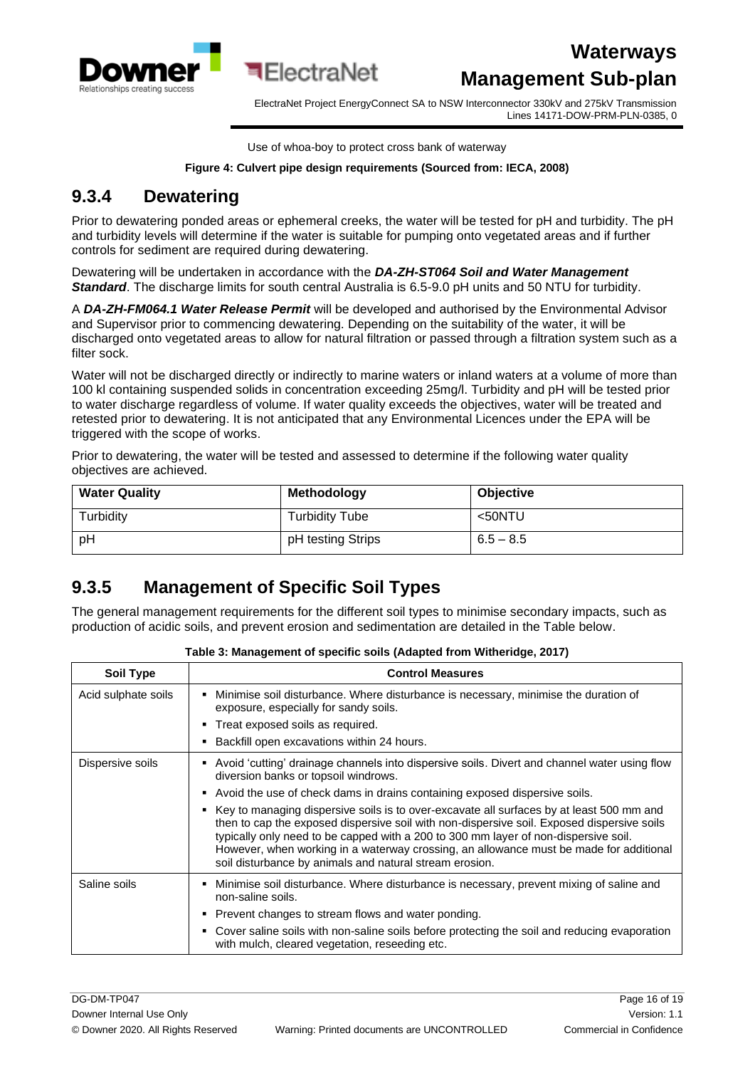Use of whoa-boy to protect cross bank of waterway

**Figure 4: Culvert pipe design requirements (Sourced from: IECA, 2008)**

### 9.3.4 Dewatering

Prior to dewatering ponded areas or ephemeral creeks, the water will be tested for pH and turbidity. The pH and turbidity levels will determine if the water is suitable for pumping onto vegetated areas and if further controls for sediment are required during dewatering.

Dewatering will be undertaken in accordance with the ***DA-ZH-ST064 Soil and Water Management Standard***. The discharge limits for south central Australia is 6.5-9.0 pH units and 50 NTU for turbidity.

A ***DA-ZH-FM064.1 Water Release Permit*** will be developed and authorised by the Environmental Advisor and Supervisor prior to commencing dewatering. Depending on the suitability of the water, it will be discharged onto vegetated areas to allow for natural filtration or passed through a filtration system such as a filter sock.

Water will not be discharged directly or indirectly to marine waters or inland waters at a volume of more than 100 kl containing suspended solids in concentration exceeding 25mg/l. Turbidity and pH will be tested prior to water discharge regardless of volume. If water quality exceeds the objectives, water will be treated and retested prior to dewatering. It is not anticipated that any Environmental Licences under the EPA will be triggered with the scope of works.

Prior to dewatering, the water will be tested and assessed to determine if the following water quality objectives are achieved.

| Water Quality | Methodology | Objective |
|---|---|---|
| Turbidity | Turbidity Tube | <50NTU |
| pH | pH testing Strips | 6.5 – 8.5 |

### 9.3.5 Management of Specific Soil Types

The general management requirements for the different soil types to minimise secondary impacts, such as production of acidic soils, and prevent erosion and sedimentation are detailed in the Table below.

**Table 3: Management of specific soils (Adapted from Witheridge, 2017)**

| Soil Type | Control Measures |
|---|---|
| Acid sulphate soils | ▪ Minimise soil disturbance. Where disturbance is necessary, minimise the duration of exposure, especially for sandy soils.<br>▪ Treat exposed soils as required.<br>▪ Backfill open excavations within 24 hours. |
| Dispersive soils | ▪ Avoid 'cutting' drainage channels into dispersive soils. Divert and channel water using flow diversion banks or topsoil windrows.<br>▪ Avoid the use of check dams in drains containing exposed dispersive soils.<br>▪ Key to managing dispersive soils is to over-excavate all surfaces by at least 500 mm and then to cap the exposed dispersive soil with non-dispersive soil. Exposed dispersive soils typically only need to be capped with a 200 to 300 mm layer of non-dispersive soil. However, when working in a waterway crossing, an allowance must be made for additional soil disturbance by animals and natural stream erosion. |
| Saline soils | ▪ Minimise soil disturbance. Where disturbance is necessary, prevent mixing of saline and non-saline soils.<br>▪ Prevent changes to stream flows and water ponding.<br>▪ Cover saline soils with non-saline soils before protecting the soil and reducing evaporation with mulch, cleared vegetation, reseeding etc. |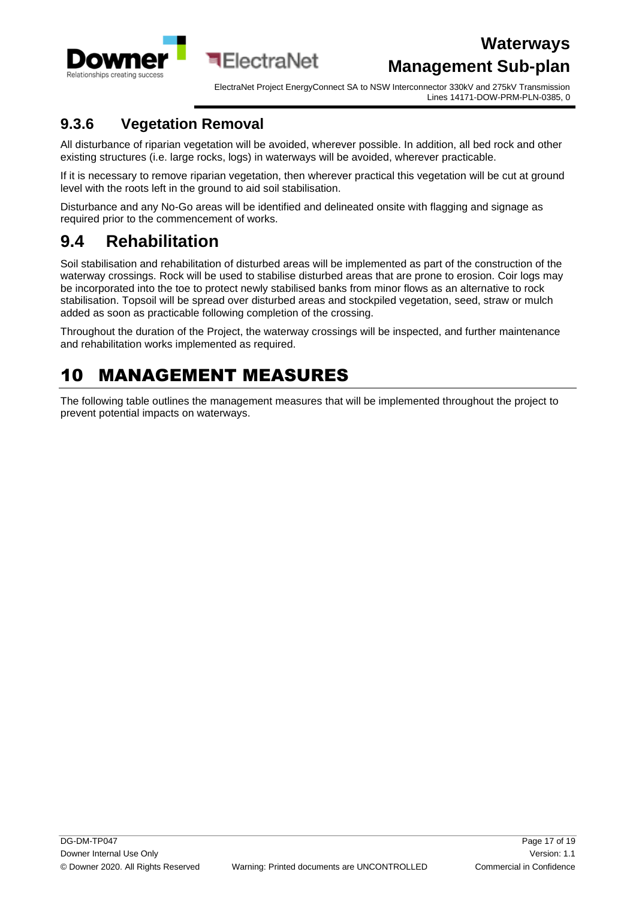### 9.3.6 Vegetation Removal

All disturbance of riparian vegetation will be avoided, wherever possible. In addition, all bed rock and other existing structures (i.e. large rocks, logs) in waterways will be avoided, wherever practicable.

If it is necessary to remove riparian vegetation, then wherever practical this vegetation will be cut at ground level with the roots left in the ground to aid soil stabilisation.

Disturbance and any No-Go areas will be identified and delineated onsite with flagging and signage as required prior to the commencement of works.

## 9.4 Rehabilitation

Soil stabilisation and rehabilitation of disturbed areas will be implemented as part of the construction of the waterway crossings. Rock will be used to stabilise disturbed areas that are prone to erosion. Coir logs may be incorporated into the toe to protect newly stabilised banks from minor flows as an alternative to rock stabilisation. Topsoil will be spread over disturbed areas and stockpiled vegetation, seed, straw or mulch added as soon as practicable following completion of the crossing.

Throughout the duration of the Project, the waterway crossings will be inspected, and further maintenance and rehabilitation works implemented as required.

# 10 MANAGEMENT MEASURES

The following table outlines the management measures that will be implemented throughout the project to prevent potential impacts on waterways.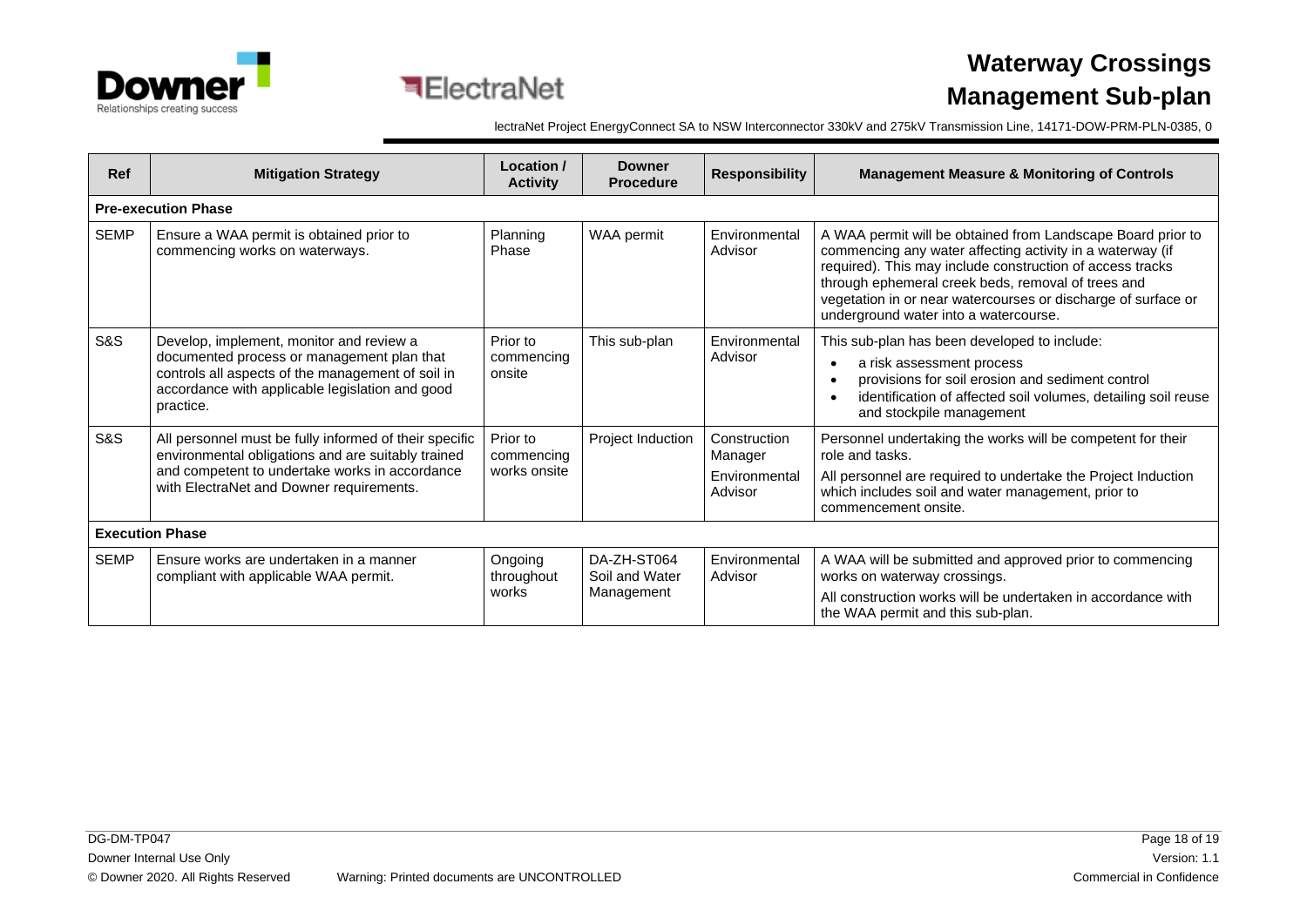| Ref | Mitigation Strategy | Location / Activity | Downer Procedure | Responsibility | Management Measure & Monitoring of Controls |
|---|---|---|---|---|---|
| **Pre-execution Phase** | | | | | |
| SEMP | Ensure a WAA permit is obtained prior to commencing works on waterways. | Planning Phase | WAA permit | Environmental Advisor | A WAA permit will be obtained from Landscape Board prior to commencing any water affecting activity in a waterway (if required). This may include construction of access tracks through ephemeral creek beds, removal of trees and vegetation in or near watercourses or discharge of surface or underground water into a watercourse. |
| S&S | Develop, implement, monitor and review a documented process or management plan that controls all aspects of the management of soil in accordance with applicable legislation and good practice. | Prior to commencing onsite | This sub-plan | Environmental Advisor | This sub-plan has been developed to include: <br>• a risk assessment process <br>• provisions for soil erosion and sediment control <br>• identification of affected soil volumes, detailing soil reuse and stockpile management |
| S&S | All personnel must be fully informed of their specific environmental obligations and are suitably trained and competent to undertake works in accordance with ElectraNet and Downer requirements. | Prior to commencing works onsite | Project Induction | Construction Manager <br>Environmental Advisor | Personnel undertaking the works will be competent for their role and tasks. <br>All personnel are required to undertake the Project Induction which includes soil and water management, prior to commencement onsite. |
| **Execution Phase** | | | | | |
| SEMP | Ensure works are undertaken in a manner compliant with applicable WAA permit. | Ongoing throughout works | DA-ZH-ST064 Soil and Water Management | Environmental Advisor | A WAA will be submitted and approved prior to commencing works on waterway crossings. <br>All construction works will be undertaken in accordance with the WAA permit and this sub-plan. |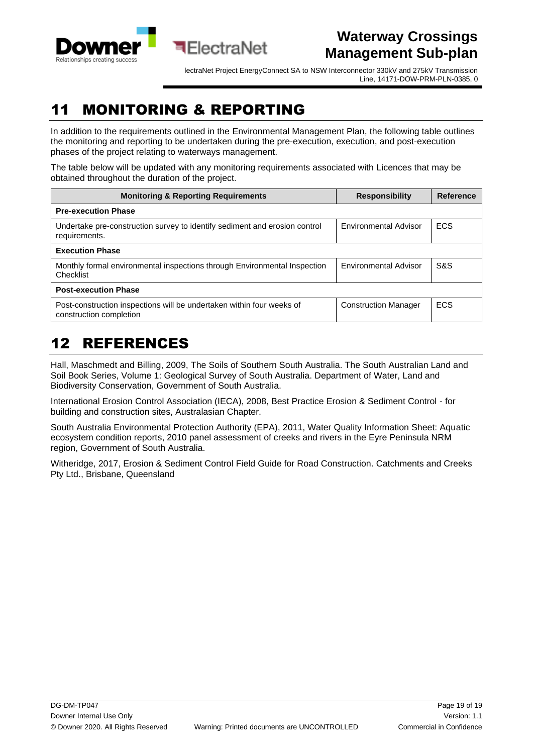# 11 MONITORING & REPORTING

In addition to the requirements outlined in the Environmental Management Plan, the following table outlines the monitoring and reporting to be undertaken during the pre-execution, execution, and post-execution phases of the project relating to waterways management.

The table below will be updated with any monitoring requirements associated with Licences that may be obtained throughout the duration of the project.

| Monitoring & Reporting Requirements | Responsibility | Reference |
|---|---|---|
| **Pre-execution Phase** | | |
| Undertake pre-construction survey to identify sediment and erosion control requirements. | Environmental Advisor | ECS |
| **Execution Phase** | | |
| Monthly formal environmental inspections through Environmental Inspection Checklist | Environmental Advisor | S&S |
| **Post-execution Phase** | | |
| Post-construction inspections will be undertaken within four weeks of construction completion | Construction Manager | ECS |

# 12 REFERENCES

Hall, Maschmedt and Billing, 2009, The Soils of Southern South Australia. The South Australian Land and Soil Book Series, Volume 1: Geological Survey of South Australia. Department of Water, Land and Biodiversity Conservation, Government of South Australia.

International Erosion Control Association (IECA), 2008, Best Practice Erosion & Sediment Control - for building and construction sites, Australasian Chapter.

South Australia Environmental Protection Authority (EPA), 2011, Water Quality Information Sheet: Aquatic ecosystem condition reports, 2010 panel assessment of creeks and rivers in the Eyre Peninsula NRM region, Government of South Australia.

Witheridge, 2017, Erosion & Sediment Control Field Guide for Road Construction. Catchments and Creeks Pty Ltd., Brisbane, Queensland